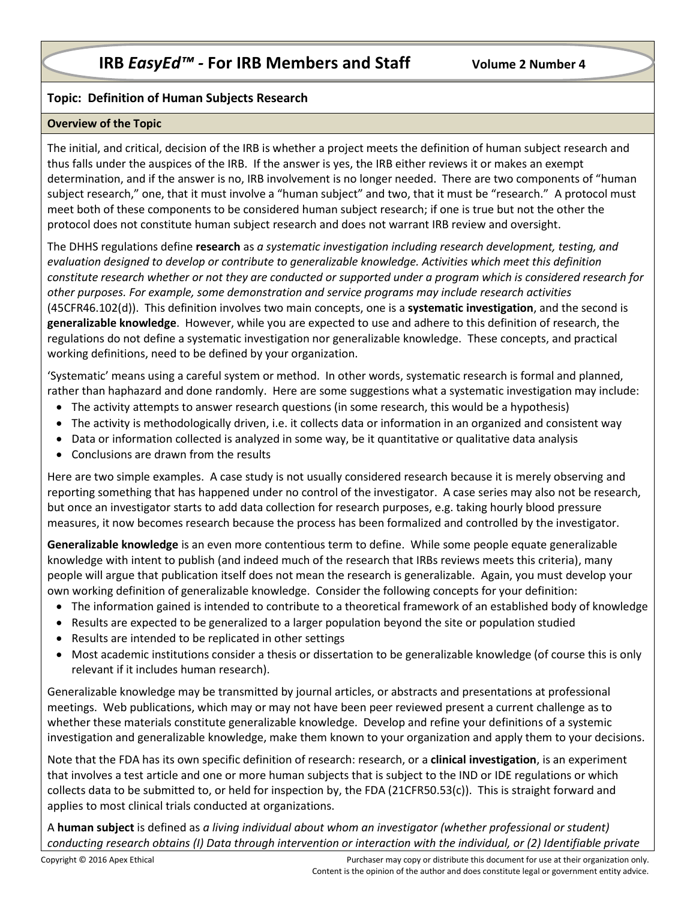# IRB *EasyEd™* - For IRB Members and Staff

Volume 2 Number 4

## Topic: Definition of Human Subjects Research

### Overview of the Topic

The initial, and critical, decision of the IRB is whether a project meets the definition of human subject research and thus falls under the auspices of the IRB. If the answer is yes, the IRB either reviews it or makes an exempt determination, and if the answer is no, IRB involvement is no longer needed. There are two components of "human subject research," one, that it must involve a "human subject" and two, that it must be "research." A protocol must meet both of these components to be considered human subject research; if one is true but not the other the protocol does not constitute human subject research and does not warrant IRB review and oversight.

The DHHS regulations define **research** as *a systematic investigation including research development, testing, and evaluation designed to develop or contribute to generalizable knowledge. Activities which meet this definition constitute research whether or not they are conducted or supported under a program which is considered research for other purposes. For example, some demonstration and service programs may include research activities* (45CFR46.102(d)). This definition involves two main concepts, one is a **systematic investigation**, and the second is **generalizable knowledge**. However, while you are expected to use and adhere to this definition of research, the regulations do not define a systematic investigation nor generalizable knowledge. These concepts, and practical working definitions, need to be defined by your organization.

'Systematic' means using a careful system or method. In other words, systematic research is formal and planned, rather than haphazard and done randomly. Here are some suggestions what a systematic investigation may include:

- The activity attempts to answer research questions (in some research, this would be a hypothesis)
- The activity is methodologically driven, i.e. it collects data or information in an organized and consistent way
- Data or information collected is analyzed in some way, be it quantitative or qualitative data analysis
- Conclusions are drawn from the results

Here are two simple examples. A case study is not usually considered research because it is merely observing and reporting something that has happened under no control of the investigator. A case series may also not be research, but once an investigator starts to add data collection for research purposes, e.g. taking hourly blood pressure measures, it now becomes research because the process has been formalized and controlled by the investigator.

**Generalizable knowledge** is an even more contentious term to define. While some people equate generalizable knowledge with intent to publish (and indeed much of the research that IRBs reviews meets this criteria), many people will argue that publication itself does not mean the research is generalizable. Again, you must develop your own working definition of generalizable knowledge. Consider the following concepts for your definition:

- The information gained is intended to contribute to a theoretical framework of an established body of knowledge
- Results are expected to be generalized to a larger population beyond the site or population studied
- Results are intended to be replicated in other settings
- Most academic institutions consider a thesis or dissertation to be generalizable knowledge (of course this is only relevant if it includes human research).

Generalizable knowledge may be transmitted by journal articles, or abstracts and presentations at professional meetings. Web publications, which may or may not have been peer reviewed present a current challenge as to whether these materials constitute generalizable knowledge. Develop and refine your definitions of a systemic investigation and generalizable knowledge, make them known to your organization and apply them to your decisions.

Note that the FDA has its own specific definition of research: research, or a **clinical investigation**, is an experiment that involves a test article and one or more human subjects that is subject to the IND or IDE regulations or which collects data to be submitted to, or held for inspection by, the FDA (21CFR50.53(c)). This is straight forward and applies to most clinical trials conducted at organizations.

A **human subject** is defined as *a living individual about whom an investigator (whether professional or student) conducting research obtains (I) Data through intervention or interaction with the individual, or (2) Identifiable private*

Copyright © 2016 Apex Ethical

Purchaser may copy or distribute this document for use at their organization only. Content is the opinion of the author and does constitute legal or government entity advice.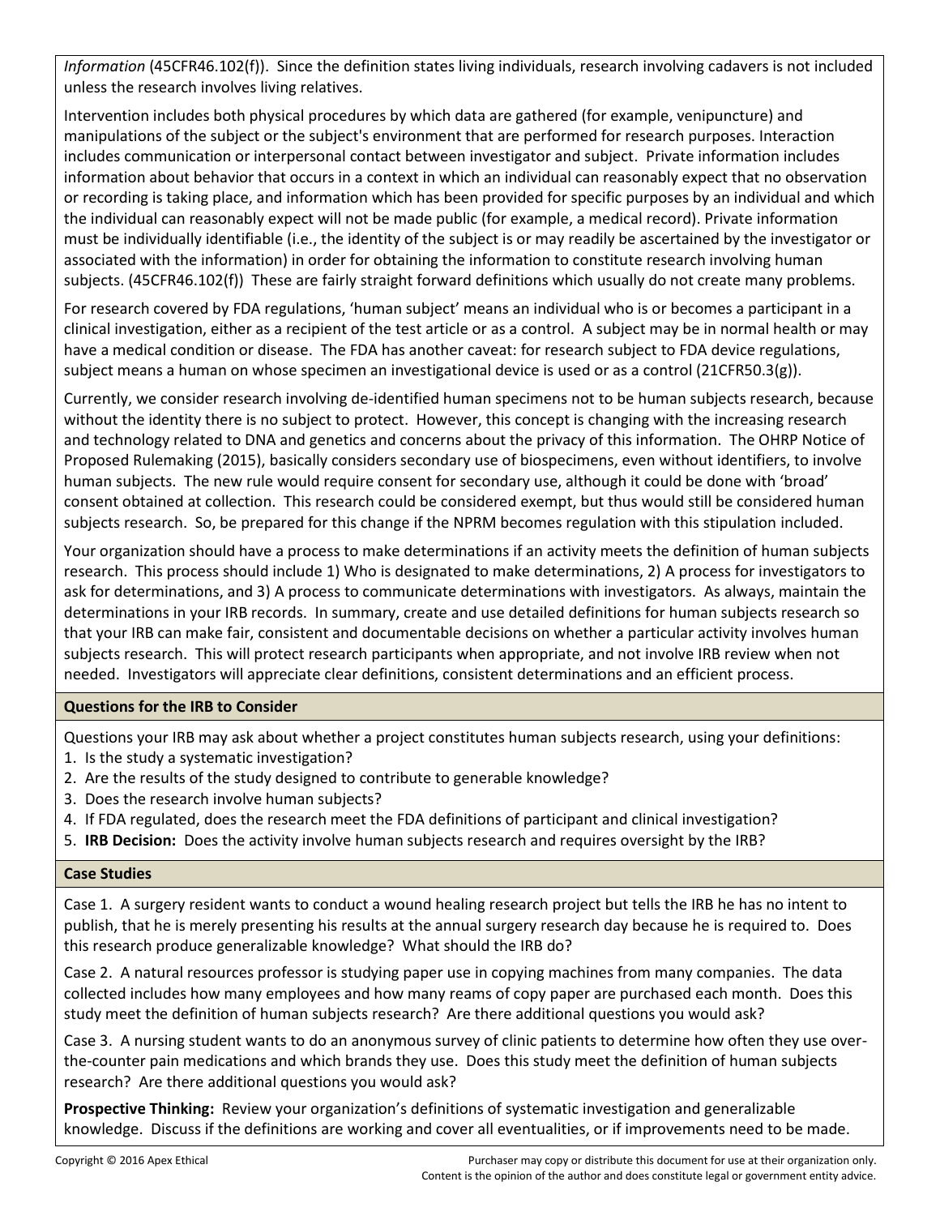*Information* (45CFR46.102(f)). Since the definition states living individuals, research involving cadavers is not included unless the research involves living relatives.

Intervention includes both physical procedures by which data are gathered (for example, venipuncture) and manipulations of the subject or the subject's environment that are performed for research purposes. Interaction includes communication or interpersonal contact between investigator and subject. Private information includes information about behavior that occurs in a context in which an individual can reasonably expect that no observation or recording is taking place, and information which has been provided for specific purposes by an individual and which the individual can reasonably expect will not be made public (for example, a medical record). Private information must be individually identifiable (i.e., the identity of the subject is or may readily be ascertained by the investigator or associated with the information) in order for obtaining the information to constitute research involving human subjects. (45CFR46.102(f)) These are fairly straight forward definitions which usually do not create many problems.

For research covered by FDA regulations, 'human subject' means an individual who is or becomes a participant in a clinical investigation, either as a recipient of the test article or as a control. A subject may be in normal health or may have a medical condition or disease. The FDA has another caveat: for research subject to FDA device regulations, subject means a human on whose specimen an investigational device is used or as a control (21CFR50.3(g)).

Currently, we consider research involving de-identified human specimens not to be human subjects research, because without the identity there is no subject to protect. However, this concept is changing with the increasing research and technology related to DNA and genetics and concerns about the privacy of this information. The OHRP Notice of Proposed Rulemaking (2015), basically considers secondary use of biospecimens, even without identifiers, to involve human subjects. The new rule would require consent for secondary use, although it could be done with 'broad' consent obtained at collection. This research could be considered exempt, but thus would still be considered human subjects research. So, be prepared for this change if the NPRM becomes regulation with this stipulation included.

Your organization should have a process to make determinations if an activity meets the definition of human subjects research. This process should include 1) Who is designated to make determinations, 2) A process for investigators to ask for determinations, and 3) A process to communicate determinations with investigators. As always, maintain the determinations in your IRB records. In summary, create and use detailed definitions for human subjects research so that your IRB can make fair, consistent and documentable decisions on whether a particular activity involves human subjects research. This will protect research participants when appropriate, and not involve IRB review when not needed. Investigators will appreciate clear definitions, consistent determinations and an efficient process.

## Questions for the IRB to Consider

Questions your IRB may ask about whether a project constitutes human subjects research, using your definitions:

1. Is the study a systematic investigation?
2. Are the results of the study designed to contribute to generable knowledge?
3. Does the research involve human subjects?
4. If FDA regulated, does the research meet the FDA definitions of participant and clinical investigation?
5. **IRB Decision:** Does the activity involve human subjects research and requires oversight by the IRB?

## Case Studies

Case 1. A surgery resident wants to conduct a wound healing research project but tells the IRB he has no intent to publish, that he is merely presenting his results at the annual surgery research day because he is required to. Does this research produce generalizable knowledge? What should the IRB do?

Case 2. A natural resources professor is studying paper use in copying machines from many companies. The data collected includes how many employees and how many reams of copy paper are purchased each month. Does this study meet the definition of human subjects research? Are there additional questions you would ask?

Case 3. A nursing student wants to do an anonymous survey of clinic patients to determine how often they use over-the-counter pain medications and which brands they use. Does this study meet the definition of human subjects research? Are there additional questions you would ask?

**Prospective Thinking:** Review your organization's definitions of systematic investigation and generalizable knowledge. Discuss if the definitions are working and cover all eventualities, or if improvements need to be made.

Copyright © 2016 Apex Ethical

Purchaser may copy or distribute this document for use at their organization only. Content is the opinion of the author and does constitute legal or government entity advice.